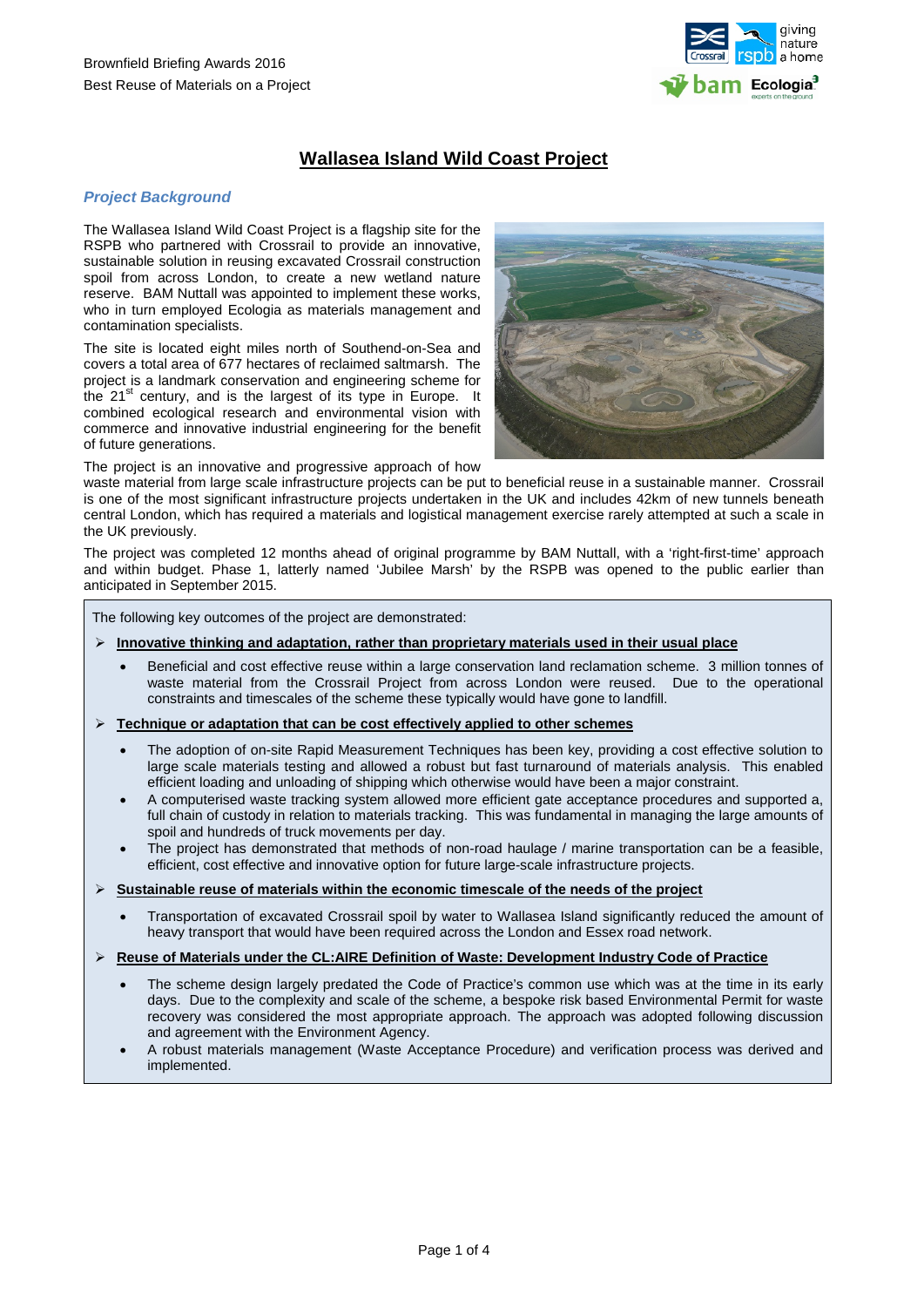Brownfield Briefing Awards 2016

Best Reuse of Materials on a Project

# Wallasea Island Wild Coast Project

## *Project Background*

The Wallasea Island Wild Coast Project is a flagship site for the RSPB who partnered with Crossrail to provide an innovative, sustainable solution in reusing excavated Crossrail construction spoil from across London, to create a new wetland nature reserve. BAM Nuttall was appointed to implement these works, who in turn employed Ecologia as materials management and contamination specialists.

The site is located eight miles north of Southend-on-Sea and covers a total area of 677 hectares of reclaimed saltmarsh. The project is a landmark conservation and engineering scheme for the 21st century, and is the largest of its type in Europe. It combined ecological research and environmental vision with commerce and innovative industrial engineering for the benefit of future generations.

The project is an innovative and progressive approach of how waste material from large scale infrastructure projects can be put to beneficial reuse in a sustainable manner. Crossrail is one of the most significant infrastructure projects undertaken in the UK and includes 42km of new tunnels beneath central London, which has required a materials and logistical management exercise rarely attempted at such a scale in the UK previously.

The project was completed 12 months ahead of original programme by BAM Nuttall, with a 'right-first-time' approach and within budget. Phase 1, latterly named 'Jubilee Marsh' by the RSPB was opened to the public earlier than anticipated in September 2015.

The following key outcomes of the project are demonstrated:

- **Innovative thinking and adaptation, rather than proprietary materials used in their usual place**
  - Beneficial and cost effective reuse within a large conservation land reclamation scheme. 3 million tonnes of waste material from the Crossrail Project from across London were reused. Due to the operational constraints and timescales of the scheme these typically would have gone to landfill.
- **Technique or adaptation that can be cost effectively applied to other schemes**
  - The adoption of on-site Rapid Measurement Techniques has been key, providing a cost effective solution to large scale materials testing and allowed a robust but fast turnaround of materials analysis. This enabled efficient loading and unloading of shipping which otherwise would have been a major constraint.
  - A computerised waste tracking system allowed more efficient gate acceptance procedures and supported a, full chain of custody in relation to materials tracking. This was fundamental in managing the large amounts of spoil and hundreds of truck movements per day.
  - The project has demonstrated that methods of non-road haulage / marine transportation can be a feasible, efficient, cost effective and innovative option for future large-scale infrastructure projects.
- **Sustainable reuse of materials within the economic timescale of the needs of the project**
  - Transportation of excavated Crossrail spoil by water to Wallasea Island significantly reduced the amount of heavy transport that would have been required across the London and Essex road network.
- **Reuse of Materials under the CL:AIRE Definition of Waste: Development Industry Code of Practice**
  - The scheme design largely predated the Code of Practice's common use which was at the time in its early days. Due to the complexity and scale of the scheme, a bespoke risk based Environmental Permit for waste recovery was considered the most appropriate approach. The approach was adopted following discussion and agreement with the Environment Agency.
  - A robust materials management (Waste Acceptance Procedure) and verification process was derived and implemented.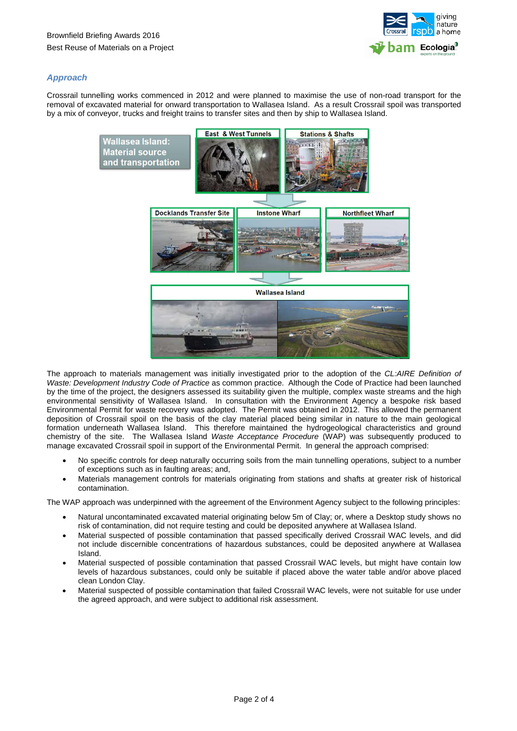## *Approach*

Crossrail tunnelling works commenced in 2012 and were planned to maximise the use of non-road transport for the removal of excavated material for onward transportation to Wallasea Island. As a result Crossrail spoil was transported by a mix of conveyor, trucks and freight trains to transfer sites and then by ship to Wallasea Island.

Wallasea Island: Material source and transportation

East & West Tunnels — Stations & Shafts

Docklands Transfer Site — Instone Wharf — Northfleet Wharf

Wallasea Island

The approach to materials management was initially investigated prior to the adoption of the *CL:AIRE Definition of Waste: Development Industry Code of Practice* as common practice. Although the Code of Practice had been launched by the time of the project, the designers assessed its suitability given the multiple, complex waste streams and the high environmental sensitivity of Wallasea Island. In consultation with the Environment Agency a bespoke risk based Environmental Permit for waste recovery was adopted. The Permit was obtained in 2012. This allowed the permanent deposition of Crossrail spoil on the basis of the clay material placed being similar in nature to the main geological formation underneath Wallasea Island. This therefore maintained the hydrogeological characteristics and ground chemistry of the site. The Wallasea Island *Waste Acceptance Procedure* (WAP) was subsequently produced to manage excavated Crossrail spoil in support of the Environmental Permit. In general the approach comprised:

- No specific controls for deep naturally occurring soils from the main tunnelling operations, subject to a number of exceptions such as in faulting areas; and,
- Materials management controls for materials originating from stations and shafts at greater risk of historical contamination.

The WAP approach was underpinned with the agreement of the Environment Agency subject to the following principles:

- Natural uncontaminated excavated material originating below 5m of Clay; or, where a Desktop study shows no risk of contamination, did not require testing and could be deposited anywhere at Wallasea Island.
- Material suspected of possible contamination that passed specifically derived Crossrail WAC levels, and did not include discernible concentrations of hazardous substances, could be deposited anywhere at Wallasea Island.
- Material suspected of possible contamination that passed Crossrail WAC levels, but might have contain low levels of hazardous substances, could only be suitable if placed above the water table and/or above placed clean London Clay.
- Material suspected of possible contamination that failed Crossrail WAC levels, were not suitable for use under the agreed approach, and were subject to additional risk assessment.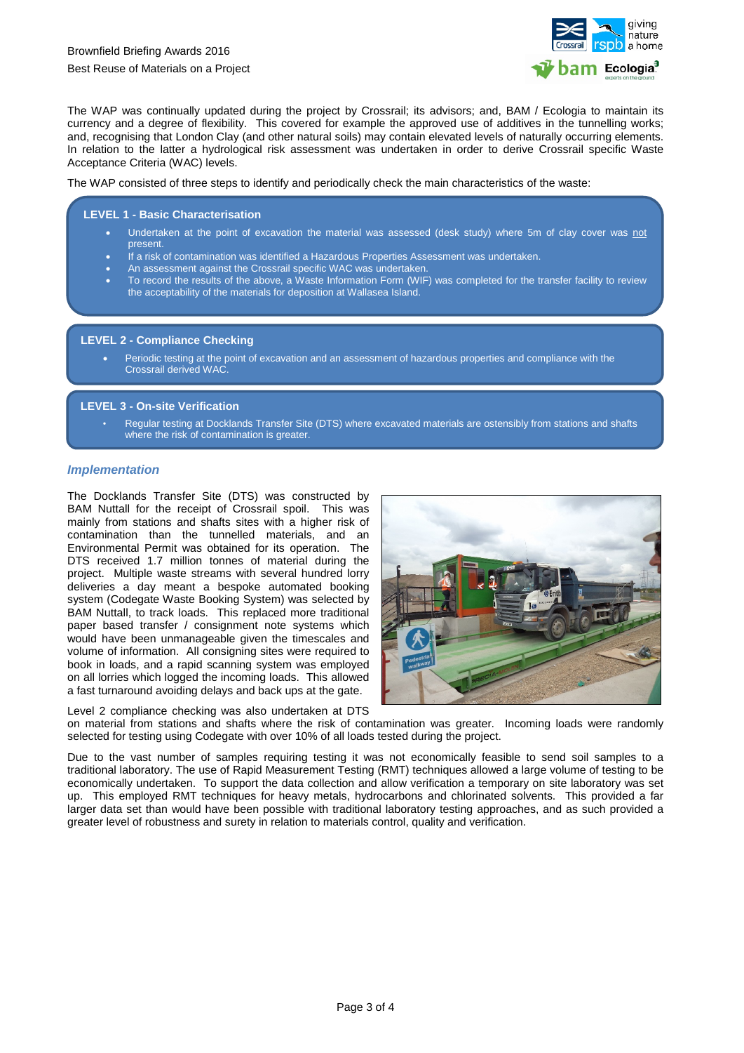The WAP was continually updated during the project by Crossrail; its advisors; and, BAM / Ecologia to maintain its currency and a degree of flexibility. This covered for example the approved use of additives in the tunnelling works; and, recognising that London Clay (and other natural soils) may contain elevated levels of naturally occurring elements. In relation to the latter a hydrological risk assessment was undertaken in order to derive Crossrail specific Waste Acceptance Criteria (WAC) levels.

The WAP consisted of three steps to identify and periodically check the main characteristics of the waste:

**LEVEL 1 - Basic Characterisation**

- Undertaken at the point of excavation the material was assessed (desk study) where 5m of clay cover was not present.
- If a risk of contamination was identified a Hazardous Properties Assessment was undertaken.
- An assessment against the Crossrail specific WAC was undertaken.
- To record the results of the above, a Waste Information Form (WIF) was completed for the transfer facility to review the acceptability of the materials for deposition at Wallasea Island.

**LEVEL 2 - Compliance Checking**

- Periodic testing at the point of excavation and an assessment of hazardous properties and compliance with the Crossrail derived WAC.

**LEVEL 3 - On-site Verification**

- Regular testing at Docklands Transfer Site (DTS) where excavated materials are ostensibly from stations and shafts where the risk of contamination is greater.

### *Implementation*

The Docklands Transfer Site (DTS) was constructed by BAM Nuttall for the receipt of Crossrail spoil. This was mainly from stations and shafts sites with a higher risk of contamination than the tunnelled materials, and an Environmental Permit was obtained for its operation. The DTS received 1.7 million tonnes of material during the project. Multiple waste streams with several hundred lorry deliveries a day meant a bespoke automated booking system (Codegate Waste Booking System) was selected by BAM Nuttall, to track loads. This replaced more traditional paper based transfer / consignment note systems which would have been unmanageable given the timescales and volume of information. All consigning sites were required to book in loads, and a rapid scanning system was employed on all lorries which logged the incoming loads. This allowed a fast turnaround avoiding delays and back ups at the gate.

Level 2 compliance checking was also undertaken at DTS on material from stations and shafts where the risk of contamination was greater. Incoming loads were randomly selected for testing using Codegate with over 10% of all loads tested during the project.

Due to the vast number of samples requiring testing it was not economically feasible to send soil samples to a traditional laboratory. The use of Rapid Measurement Testing (RMT) techniques allowed a large volume of testing to be economically undertaken. To support the data collection and allow verification a temporary on site laboratory was set up. This employed RMT techniques for heavy metals, hydrocarbons and chlorinated solvents. This provided a far larger data set than would have been possible with traditional laboratory testing approaches, and as such provided a greater level of robustness and surety in relation to materials control, quality and verification.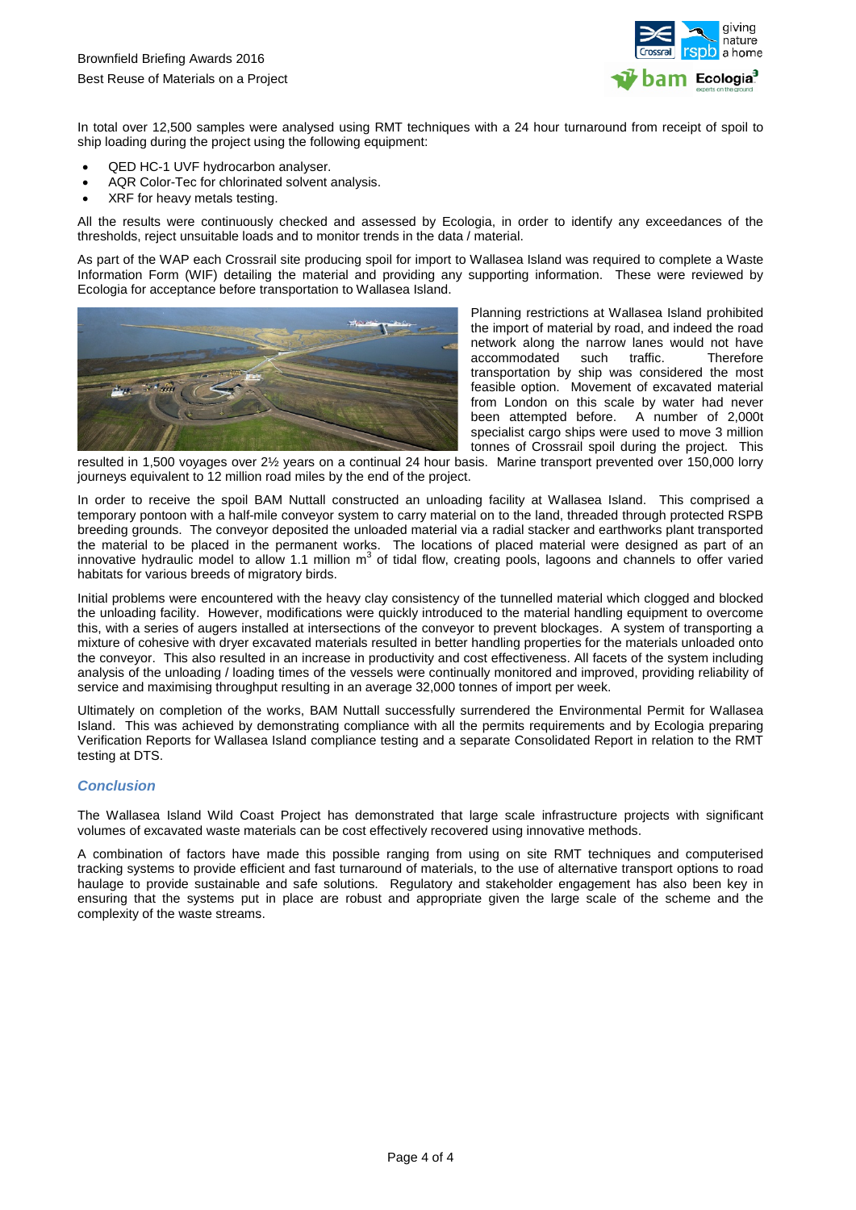In total over 12,500 samples were analysed using RMT techniques with a 24 hour turnaround from receipt of spoil to ship loading during the project using the following equipment:

- QED HC-1 UVF hydrocarbon analyser.
- AQR Color-Tec for chlorinated solvent analysis.
- XRF for heavy metals testing.

All the results were continuously checked and assessed by Ecologia, in order to identify any exceedances of the thresholds, reject unsuitable loads and to monitor trends in the data / material.

As part of the WAP each Crossrail site producing spoil for import to Wallasea Island was required to complete a Waste Information Form (WIF) detailing the material and providing any supporting information. These were reviewed by Ecologia for acceptance before transportation to Wallasea Island.

Planning restrictions at Wallasea Island prohibited the import of material by road, and indeed the road network along the narrow lanes would not have accommodated such traffic. Therefore transportation by ship was considered the most feasible option. Movement of excavated material from London on this scale by water had never been attempted before. A number of 2,000t specialist cargo ships were used to move 3 million tonnes of Crossrail spoil during the project. This resulted in 1,500 voyages over 2½ years on a continual 24 hour basis. Marine transport prevented over 150,000 lorry journeys equivalent to 12 million road miles by the end of the project.

In order to receive the spoil BAM Nuttall constructed an unloading facility at Wallasea Island. This comprised a temporary pontoon with a half-mile conveyor system to carry material on to the land, threaded through protected RSPB breeding grounds. The conveyor deposited the unloaded material via a radial stacker and earthworks plant transported the material to be placed in the permanent works. The locations of placed material were designed as part of an innovative hydraulic model to allow 1.1 million m$^3$ of tidal flow, creating pools, lagoons and channels to offer varied habitats for various breeds of migratory birds.

Initial problems were encountered with the heavy clay consistency of the tunnelled material which clogged and blocked the unloading facility. However, modifications were quickly introduced to the material handling equipment to overcome this, with a series of augers installed at intersections of the conveyor to prevent blockages. A system of transporting a mixture of cohesive with dryer excavated materials resulted in better handling properties for the materials unloaded onto the conveyor. This also resulted in an increase in productivity and cost effectiveness. All facets of the system including analysis of the unloading / loading times of the vessels were continually monitored and improved, providing reliability of service and maximising throughput resulting in an average 32,000 tonnes of import per week.

Ultimately on completion of the works, BAM Nuttall successfully surrendered the Environmental Permit for Wallasea Island. This was achieved by demonstrating compliance with all the permits requirements and by Ecologia preparing Verification Reports for Wallasea Island compliance testing and a separate Consolidated Report in relation to the RMT testing at DTS.

### *Conclusion*

The Wallasea Island Wild Coast Project has demonstrated that large scale infrastructure projects with significant volumes of excavated waste materials can be cost effectively recovered using innovative methods.

A combination of factors have made this possible ranging from using on site RMT techniques and computerised tracking systems to provide efficient and fast turnaround of materials, to the use of alternative transport options to road haulage to provide sustainable and safe solutions. Regulatory and stakeholder engagement has also been key in ensuring that the systems put in place are robust and appropriate given the large scale of the scheme and the complexity of the waste streams.